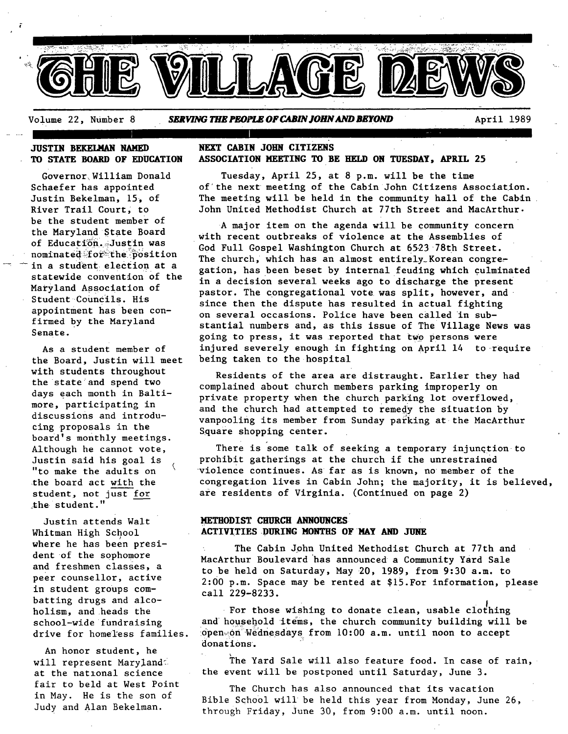# THE VILLAGE NEWS

Volume 22, Number 8 — *SERVING THE PEOPLE OF CABIN JOHN AND BEYOND* — April 1989

## JUSTIN BEKELMAN NAMED TO STATE BOARD OF EDUCATION

Governor William Donald Schaefer has appointed Justin Bekelman, 15, of River Trail Court, to be the student member of the Maryland State Board of Education. Justin was nominated for the position in a student election at a statewide convention of the Maryland Association of Student Councils. His appointment has been confirmed by the Maryland Senate.

As a student member of the Board, Justin will meet with students throughout the state and spend two days each month in Baltimore, participating in discussions and introducing proposals in the board's monthly meetings. Although he cannot vote, Justin said his goal is "to make the adults on the board act with the student, not just for the student."

Justin attends Walt Whitman High School where he has been president of the sophomore and freshmen classes, a peer counsellor, active in student groups combatting drugs and alcoholism, and heads the school-wide fundraising drive for homeless families.

An honor student, he will represent Maryland at the national science fair to beld at West Point in May. He is the son of Judy and Alan Bekelman.

## NEXT CABIN JOHN CITIZENS ASSOCIATION MEETING TO BE HELD ON TUESDAY, APRIL 25

Tuesday, April 25, at 8 p.m. will be the time of the next meeting of the Cabin John Citizens Association. The meeting will be held in the community hall of the Cabin John United Methodist Church at 77th Street and MacArthur.

A major item on the agenda will be community concern with recent outbreaks of violence at the Assemblies of God Full Gospel Washington Church at 6523 78th Street. The church, which has an almost entirely Korean congregation, has been beset by internal feuding which culminated in a decision several weeks ago to discharge the present pastor. The congregational vote was split, however, and since then the dispute has resulted in actual fighting on several occasions. Police have been called in substantial numbers and, as this issue of The Village News was going to press, it was reported that two persons were injured severely enough in fighting on April 14 to require being taken to the hospital

Residents of the area are distraught. Earlier they had complained about church members parking improperly on private property when the church parking lot overflowed, and the church had attempted to remedy the situation by vanpooling its member from Sunday parking at the MacArthur Square shopping center.

There is some talk of seeking a temporary injunction to prohibit gatherings at the church if the unrestrained violence continues. As far as is known, no member of the congregation lives in Cabin John; the majority, it is believed, are residents of Virginia. (Continued on page 2)

## METHODIST CHURCH ANNOUNCES ACTIVITIES DURING MONTHS OF MAY AND JUNE

The Cabin John United Methodist Church at 77th and MacArthur Boulevard has announced a Community Yard Sale to be held on Saturday, May 20, 1989, from 9:30 a.m. to 2:00 p.m. Space may be rented at $15.For information, please call 229-8233.

For those wishing to donate clean, usable clothing and household items, the church community building will be open on Wednesdays from 10:00 a.m. until noon to accept donations.

The Yard Sale will also feature food. In case of rain, the event will be postponed until Saturday, June 3.

The Church has also announced that its vacation Bible School will be held this year from Monday, June 26, through Friday, June 30, from 9:00 a.m. until noon.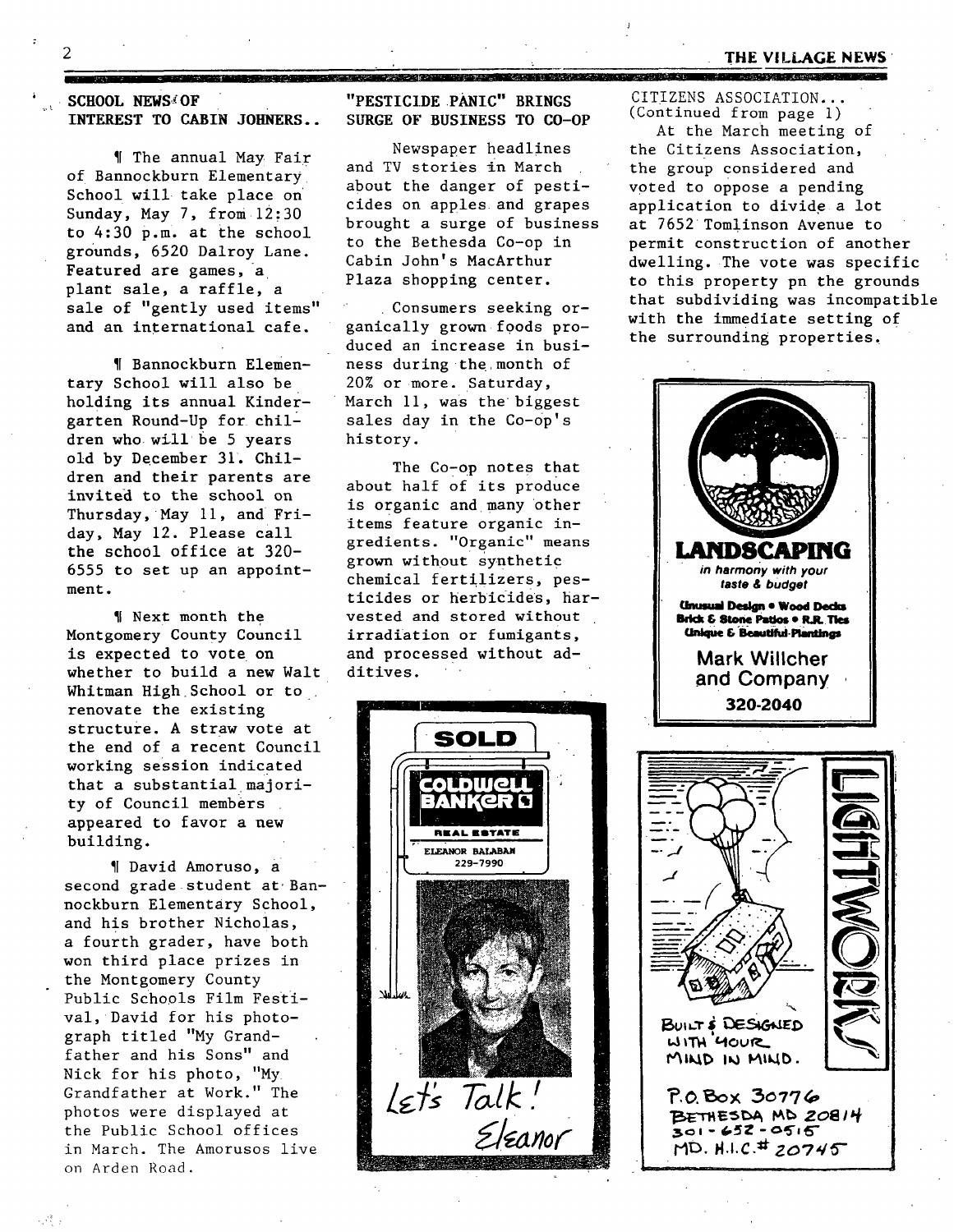## SCHOOL NEWS OF INTEREST TO CABIN JOHNERS..

¶ The annual May Fair of Bannockburn Elementary School will take place on Sunday, May 7, from 12:30 to 4:30 p.m. at the school grounds, 6520 Dalroy Lane. Featured are games, a plant sale, a raffle, a sale of "gently used items" and an international cafe.

¶ Bannockburn Elementary School will also be holding its annual Kindergarten Round-Up for children who will be 5 years old by December 31. Children and their parents are invited to the school on Thursday, May 11, and Friday, May 12. Please call the school office at 320-6555 to set up an appointment.

¶ Next month the Montgomery County Council is expected to vote on whether to build a new Walt Whitman High School or to renovate the existing structure. A straw vote at the end of a recent Council working session indicated that a substantial majority of Council members appeared to favor a new building.

¶ David Amoruso, a second grade student at Bannockburn Elementary School, and his brother Nicholas, a fourth grader, have both won third place prizes in the Montgomery County Public Schools Film Festival, David for his photograph titled "My Grandfather and his Sons" and Nick for his photo, "My Grandfather at Work." The photos were displayed at the Public School offices in March. The Amorusos live on Arden Road.

## "PESTICIDE PANIC" BRINGS SURGE OF BUSINESS TO CO-OP

Newspaper headlines and TV stories in March about the danger of pesticides on apples and grapes brought a surge of business to the Bethesda Co-op in Cabin John's MacArthur Plaza shopping center.

Consumers seeking organically grown foods produced an increase in business during the month of 20% or more. Saturday, March 11, was the biggest sales day in the Co-op's history.

The Co-op notes that about half of its produce is organic and many other items feature organic ingredients. "Organic" means grown without synthetic chemical fertilizers, pesticides or herbicides, harvested and stored without irradiation or fumigants, and processed without additives.

SOLD

COLDWELL BANKER

REAL ESTATE

ELEANOR BALABAN
229-7990

Let's Talk!
Eleanor

CITIZENS ASSOCIATION...
(Continued from page 1)

At the March meeting of the Citizens Association, the group considered and voted to oppose a pending application to divide a lot at 7652 Tomlinson Avenue to permit construction of another dwelling. The vote was specific to this property pn the grounds that subdividing was incompatible with the immediate setting of the surrounding properties.

**LANDSCAPING**
*in harmony with your taste & budget*

Unusual Design • Wood Decks
Brick & Stone Patios • R.R. Ties
Unique & Beautiful Plantings

Mark Willcher and Company
320-2040

LIGHTWORKS

BUILT & DESIGNED WITH YOUR MIND IN MIND.

P.O. Box 30776
BETHESDA MD 20814
301-652-0515
MD. H.I.C.# 20745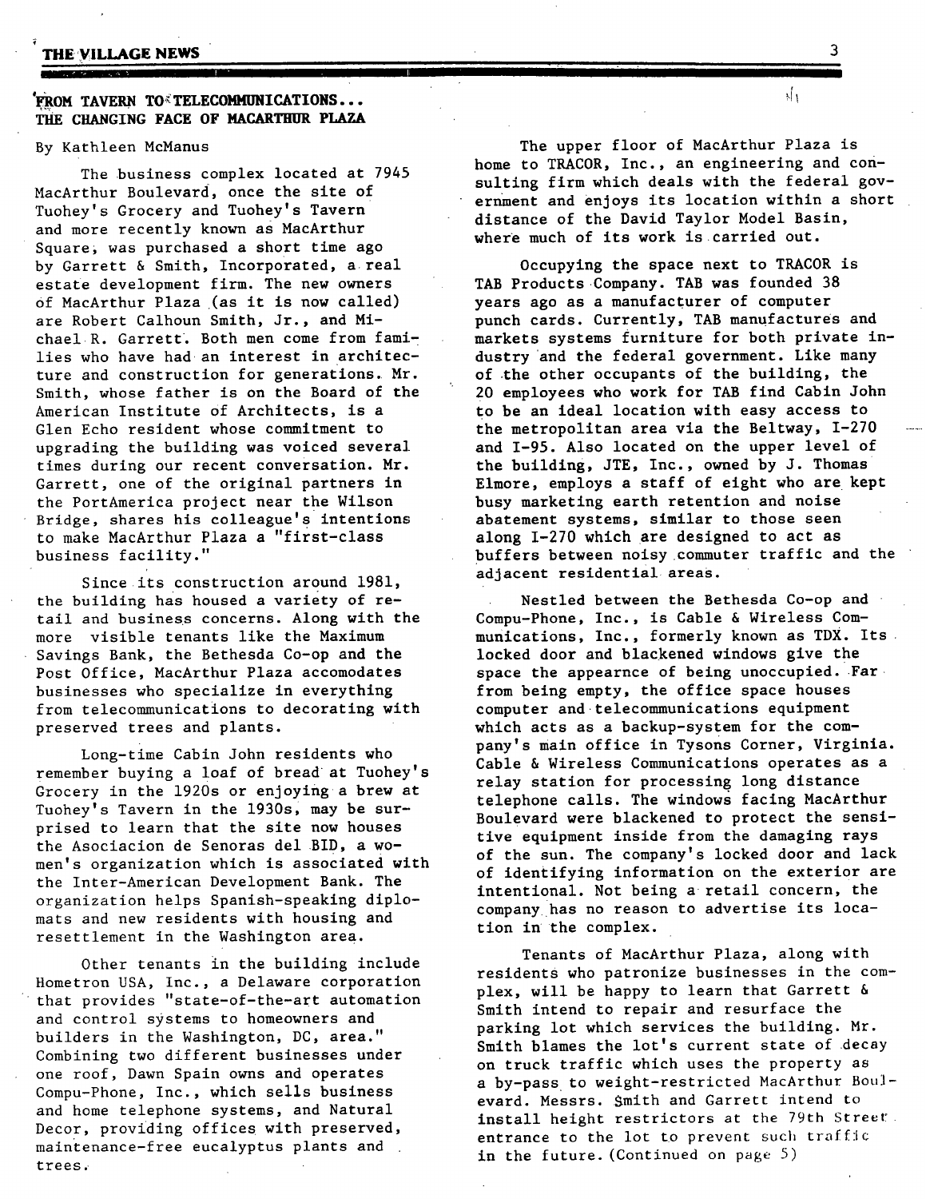## FROM TAVERN TO TELECOMMUNICATIONS... THE CHANGING FACE OF MACARTHUR PLAZA

By Kathleen McManus

The business complex located at 7945 MacArthur Boulevard, once the site of Tuohey's Grocery and Tuohey's Tavern and more recently known as MacArthur Square, was purchased a short time ago by Garrett & Smith, Incorporated, a real estate development firm. The new owners of MacArthur Plaza (as it is now called) are Robert Calhoun Smith, Jr., and Michael R. Garrett. Both men come from families who have had an interest in architecture and construction for generations. Mr. Smith, whose father is on the Board of the American Institute of Architects, is a Glen Echo resident whose commitment to upgrading the building was voiced several times during our recent conversation. Mr. Garrett, one of the original partners in the PortAmerica project near the Wilson Bridge, shares his colleague's intentions to make MacArthur Plaza a "first-class business facility."

Since its construction around 1981, the building has housed a variety of retail and business concerns. Along with the more visible tenants like the Maximum Savings Bank, the Bethesda Co-op and the Post Office, MacArthur Plaza accomodates businesses who specialize in everything from telecommunications to decorating with preserved trees and plants.

Long-time Cabin John residents who remember buying a loaf of bread at Tuohey's Grocery in the 1920s or enjoying a brew at Tuohey's Tavern in the 1930s, may be surprised to learn that the site now houses the Asociacion de Senoras del BID, a women's organization which is associated with the Inter-American Development Bank. The organization helps Spanish-speaking diplomats and new residents with housing and resettlement in the Washington area.

Other tenants in the building include Hometron USA, Inc., a Delaware corporation that provides "state-of-the-art automation and control systems to homeowners and builders in the Washington, DC, area." Combining two different businesses under one roof, Dawn Spain owns and operates Compu-Phone, Inc., which sells business and home telephone systems, and Natural Decor, providing offices with preserved, maintenance-free eucalyptus plants and trees.

The upper floor of MacArthur Plaza is home to TRACOR, Inc., an engineering and consulting firm which deals with the federal government and enjoys its location within a short distance of the David Taylor Model Basin, where much of its work is carried out.

Occupying the space next to TRACOR is TAB Products Company. TAB was founded 38 years ago as a manufacturer of computer punch cards. Currently, TAB manufactures and markets systems furniture for both private industry and the federal government. Like many of the other occupants of the building, the 20 employees who work for TAB find Cabin John to be an ideal location with easy access to the metropolitan area via the Beltway, I-270 and I-95. Also located on the upper level of the building, JTE, Inc., owned by J. Thomas Elmore, employs a staff of eight who are kept busy marketing earth retention and noise abatement systems, similar to those seen along I-270 which are designed to act as buffers between noisy commuter traffic and the adjacent residential areas.

Nestled between the Bethesda Co-op and Compu-Phone, Inc., is Cable & Wireless Communications, Inc., formerly known as TDX. Its locked door and blackened windows give the space the appearnce of being unoccupied. Far from being empty, the office space houses computer and telecommunications equipment which acts as a backup-system for the company's main office in Tysons Corner, Virginia. Cable & Wireless Communications operates as a relay station for processing long distance telephone calls. The windows facing MacArthur Boulevard were blackened to protect the sensitive equipment inside from the damaging rays of the sun. The company's locked door and lack of identifying information on the exterior are intentional. Not being a retail concern, the company has no reason to advertise its location in the complex.

Tenants of MacArthur Plaza, along with residents who patronize businesses in the complex, will be happy to learn that Garrett & Smith intend to repair and resurface the parking lot which services the building. Mr. Smith blames the lot's current state of decay on truck traffic which uses the property as a by-pass to weight-restricted MacArthur Boulevard. Messrs. Smith and Garrett intend to install height restrictors at the 79th Street entrance to the lot to prevent such traffic in the future. (Continued on page 5)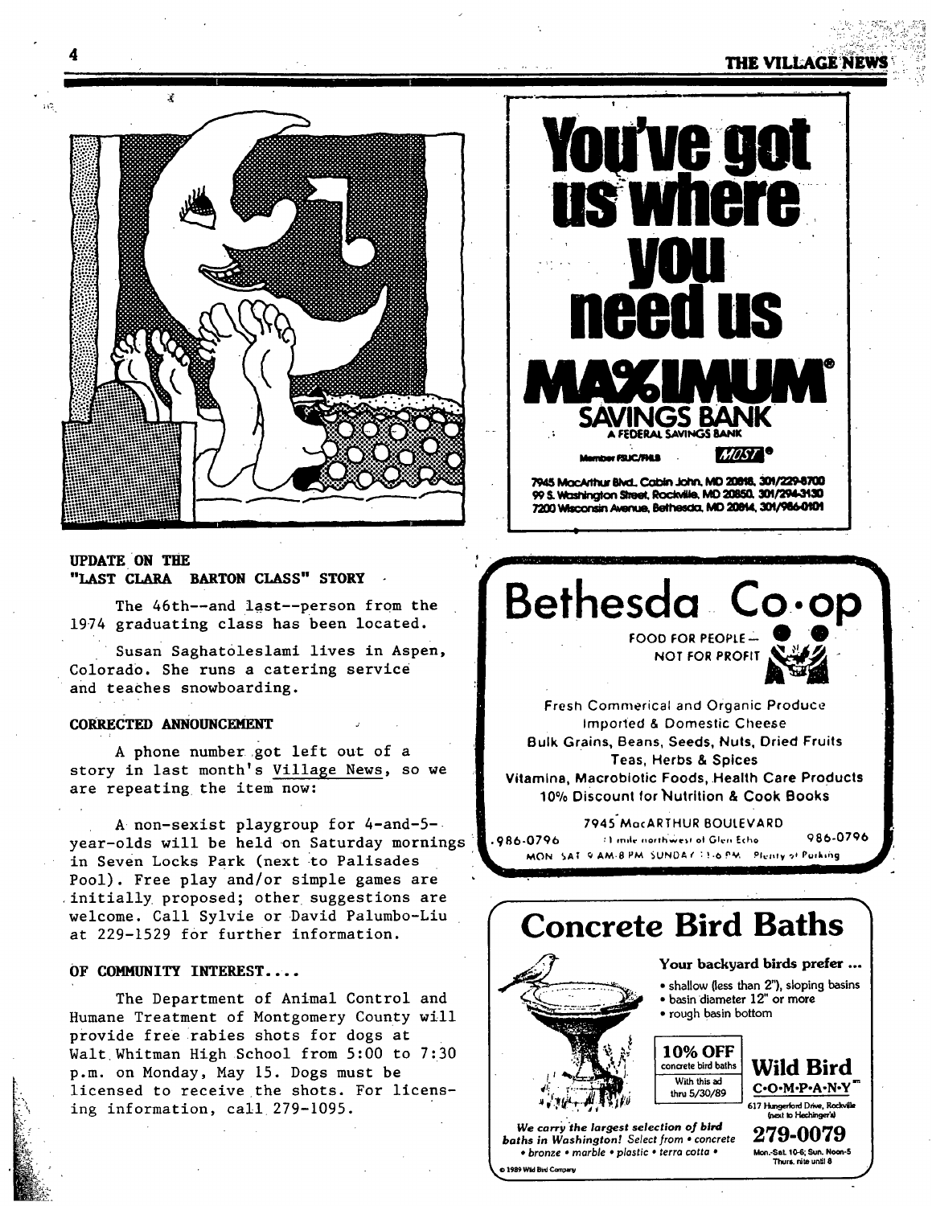## UPDATE ON THE "LAST CLARA BARTON CLASS" STORY

The 46th--and last--person from the 1974 graduating class has been located.

Susan Saghatoleslami lives in Aspen, Colorado. She runs a catering service and teaches snowboarding.

## CORRECTED ANNOUNCEMENT

A phone number got left out of a story in last month's Village News, so we are repeating the item now:

A non-sexist playgroup for 4-and-5-year-olds will be held on Saturday mornings in Seven Locks Park (next to Palisades Pool). Free play and/or simple games are initially proposed; other suggestions are welcome. Call Sylvie or David Palumbo-Liu at 229-1529 for further information.

## OF COMMUNITY INTEREST....

The Department of Animal Control and Humane Treatment of Montgomery County will provide free rabies shots for dogs at Walt Whitman High School from 5:00 to 7:30 p.m. on Monday, May 15. Dogs must be licensed to receive the shots. For licensing information, call 279-1095.

---

# You've got us where you need us

**MAXIMUM® SAVINGS BANK**
A FEDERAL SAVINGS BANK

Member FSLIC/FHLB MOST®

7945 MacArthur Blvd., Cabin John, MD 20818, 301/229-8700
99 S. Washington Street, Rockville, MD 20850, 301/294-3130
7200 Wisconsin Avenue, Bethesda, MD 20814, 301/986-0101

---

# Bethesda Co-op

FOOD FOR PEOPLE — NOT FOR PROFIT

Fresh Commercial and Organic Produce
Imported & Domestic Cheese
Bulk Grains, Beans, Seeds, Nuts, Dried Fruits
Teas, Herbs & Spices
Vitamins, Macrobiotic Foods, Health Care Products
10% Discount for Nutrition & Cook Books

7945 MacARTHUR BOULEVARD

986-0796 — 1 mile northwest of Glen Echo — 986-0796

MON SAT 9 AM-8 PM SUNDAY 11-6 PM Plenty of Parking

---

# Concrete Bird Baths

**Your backyard birds prefer ...**

- shallow (less than 2"), sloping basins
- basin diameter 12" or more
- rough basin bottom

**10% OFF** concrete bird baths
With this ad thru 5/30/89

**Wild Bird C·O·M·P·A·N·Y**
617 Hungerford Drive, Rockville (next to Hechinger's)

**279-0079**
Mon.-Sat. 10-6; Sun. Noon-5
Thurs. nite until 8

*We carry the largest selection of bird baths in Washington! Select from • concrete • bronze • marble • plastic • terra cotta •*

© 1989 Wild Bird Company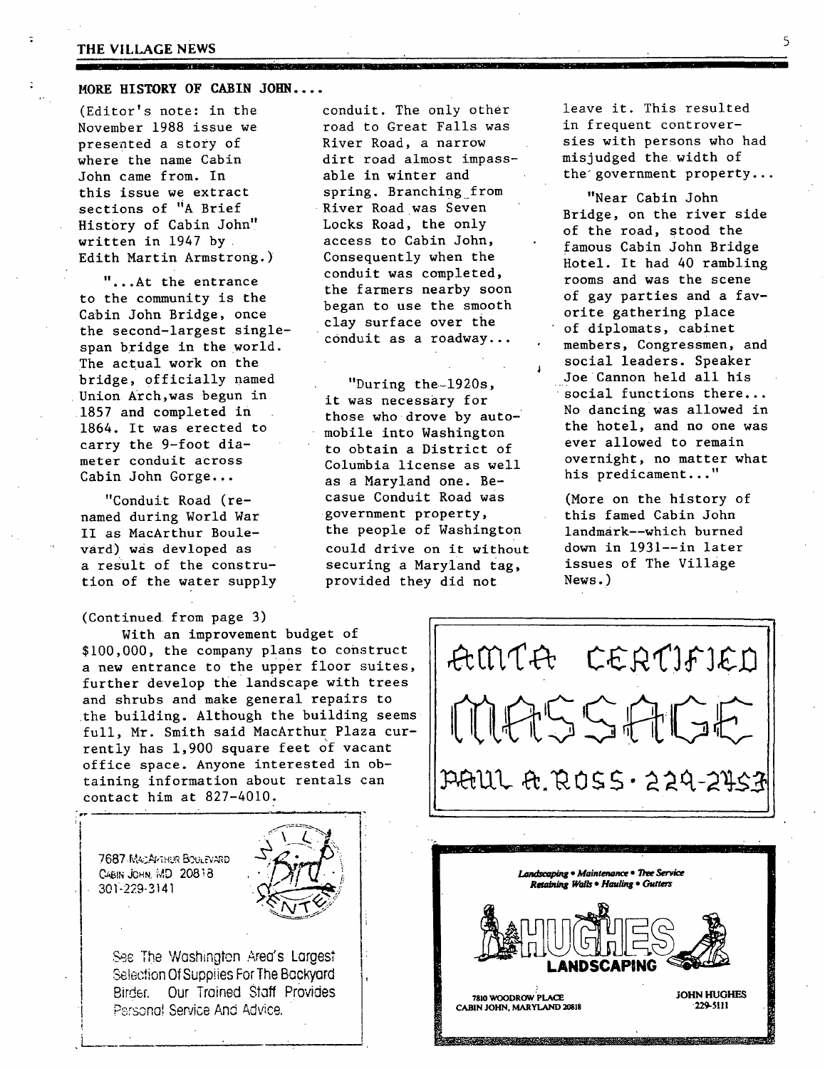## MORE HISTORY OF CABIN JOHN....

(Editor's note: in the November 1988 issue we presented a story of where the name Cabin John came from. In this issue we extract sections of "A Brief History of Cabin John" written in 1947 by Edith Martin Armstrong.)

"...At the entrance to the community is the Cabin John Bridge, once the second-largest single-span bridge in the world. The actual work on the bridge, officially named Union Arch, was begun in 1857 and completed in 1864. It was erected to carry the 9-foot diameter conduit across Cabin John Gorge...

"Conduit Road (renamed during World War II as MacArthur Boulevard) was devloped as a result of the construction of the water supply conduit. The only other road to Great Falls was River Road, a narrow dirt road almost impassable in winter and spring. Branching from River Road was Seven Locks Road, the only access to Cabin John, Consequently when the conduit was completed, the farmers nearby soon began to use the smooth clay surface over the conduit as a roadway...

"During the 1920s, it was necessary for those who drove by automobile into Washington to obtain a District of Columbia license as well as a Maryland one. Becasue Conduit Road was government property, the people of Washington could drive on it without securing a Maryland tag, provided they did not leave it. This resulted in frequent controversies with persons who had misjudged the width of the government property...

"Near Cabin John Bridge, on the river side of the road, stood the famous Cabin John Bridge Hotel. It had 40 rambling rooms and was the scene of gay parties and a favorite gathering place of diplomats, cabinet members, Congressmen, and social leaders. Speaker Joe Cannon held all his social functions there... No dancing was allowed in the hotel, and no one was ever allowed to remain overnight, no matter what his predicament..."

(More on the history of this famed Cabin John landmark--which burned down in 1931--in later issues of The Village News.)

(Continued from page 3)

With an improvement budget of $100,000, the company plans to construct a new entrance to the upper floor suites, further develop the landscape with trees and shrubs and make general repairs to the building. Although the building seems full, Mr. Smith said MacArthur Plaza currently has 1,900 square feet of vacant office space. Anyone interested in obtaining information about rentals can contact him at 827-4010.

---

AMTA CERTIFIED MASSAGE

PAUL A. ROSS · 229-2453

---

7687 MacArthur Boulevard
Cabin John, MD 20818
301-229-3141

Wild Bird Center

See The Washington Area's Largest Selection Of Supplies For The Backyard Birder. Our Trained Staff Provides Personal Service And Advice.

---

*Landscaping • Maintenance • Tree Service*
*Retaining Walls • Hauling • Gutters*

**HUGHES LANDSCAPING**

7810 WOODROW PLACE
CABIN JOHN, MARYLAND 20818

JOHN HUGHES
229-5111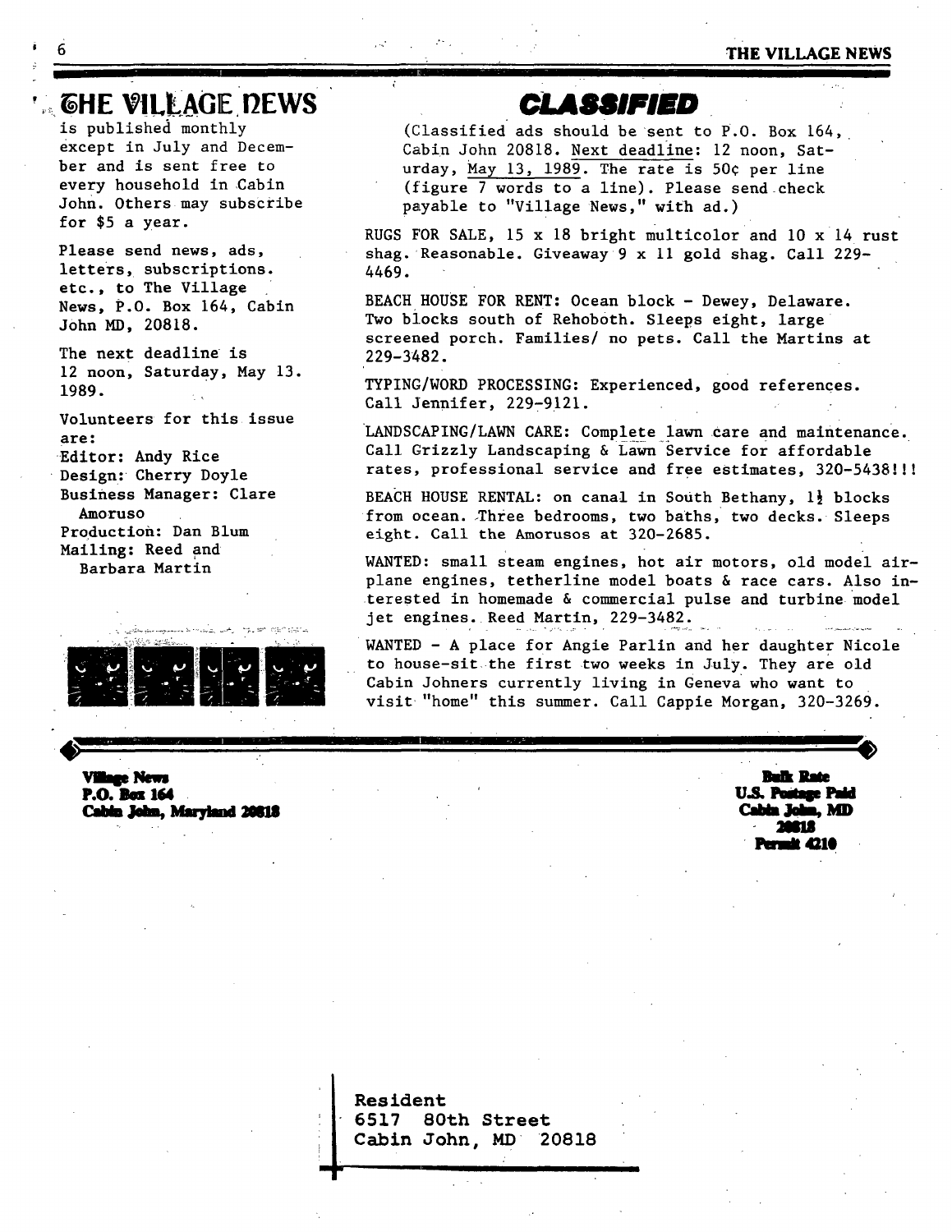# THE VILLAGE NEWS

is published monthly except in July and December and is sent free to every household in Cabin John. Others may subscribe for $5 a year.

Please send news, ads, letters, subscriptions. etc., to The Village News, P.O. Box 164, Cabin John MD, 20818.

The next deadline is 12 noon, Saturday, May 13. 1989.

Volunteers for this issue are:
Editor: Andy Rice
Design: Cherry Doyle
Business Manager: Clare Amoruso
Production: Dan Blum
Mailing: Reed and Barbara Martin

# CLASSIFIED

(Classified ads should be sent to P.O. Box 164, Cabin John 20818. Next deadline: 12 noon, Saturday, May 13, 1989. The rate is 50¢ per line (figure 7 words to a line). Please send check payable to "Village News," with ad.)

RUGS FOR SALE, 15 x 18 bright multicolor and 10 x 14 rust shag. Reasonable. Giveaway 9 x 11 gold shag. Call 229-4469.

BEACH HOUSE FOR RENT: Ocean block - Dewey, Delaware. Two blocks south of Rehoboth. Sleeps eight, large screened porch. Families/ no pets. Call the Martins at 229-3482.

TYPING/WORD PROCESSING: Experienced, good references. Call Jennifer, 229-9121.

LANDSCAPING/LAWN CARE: Complete lawn care and maintenance. Call Grizzly Landscaping & Lawn Service for affordable rates, professional service and free estimates, 320-5438!!!

BEACH HOUSE RENTAL: on canal in South Bethany, 1½ blocks from ocean. Three bedrooms, two baths, two decks. Sleeps eight. Call the Amorusos at 320-2685.

WANTED: small steam engines, hot air motors, old model airplane engines, tetherline model boats & race cars. Also interested in homemade & commercial pulse and turbine model jet engines. Reed Martin, 229-3482.

WANTED - A place for Angie Parlin and her daughter Nicole to house-sit the first two weeks in July. They are old Cabin Johners currently living in Geneva who want to visit "home" this summer. Call Cappie Morgan, 320-3269.

---

**Village News**
**P.O. Box 164**
**Cabin John, Maryland 20818**

**Bulk Rate**
**U.S. Postage Paid**
**Cabin John, MD**
**20818**
**Permit 4210**

Resident
6517 80th Street
Cabin John, MD 20818